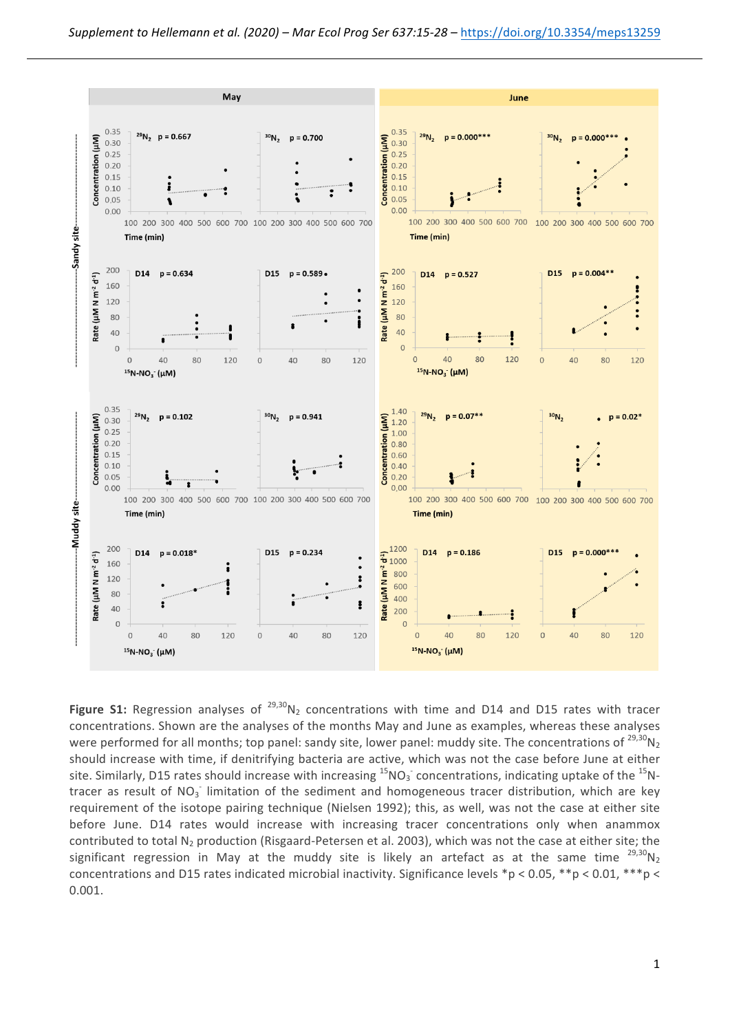**Figure S1:** Regression analyses of $^{29,30}N_2$ concentrations with time and D14 and D15 rates with tracer concentrations. Shown are the analyses of the months May and June as examples, whereas these analyses were performed for all months; top panel: sandy site, lower panel: muddy site. The concentrations of $^{29,30}N_2$ should increase with time, if denitrifying bacteria are active, which was not the case before June at either site. Similarly, D15 rates should increase with increasing $^{15}NO_3^-$ concentrations, indicating uptake of the $^{15}N$-tracer as result of $NO_3^-$ limitation of the sediment and homogeneous tracer distribution, which are key requirement of the isotope pairing technique (Nielsen 1992); this, as well, was not the case at either site before June. D14 rates would increase with increasing tracer concentrations only when anammox contributed to total $N_2$ production (Risgaard-Petersen et al. 2003), which was not the case at either site; the significant regression in May at the muddy site is likely an artefact as at the same time $^{29,30}N_2$ concentrations and D15 rates indicated microbial inactivity. Significance levels \*$p < 0.05$, \*\*$p < 0.01$, \*\*\*$p < 0.001$.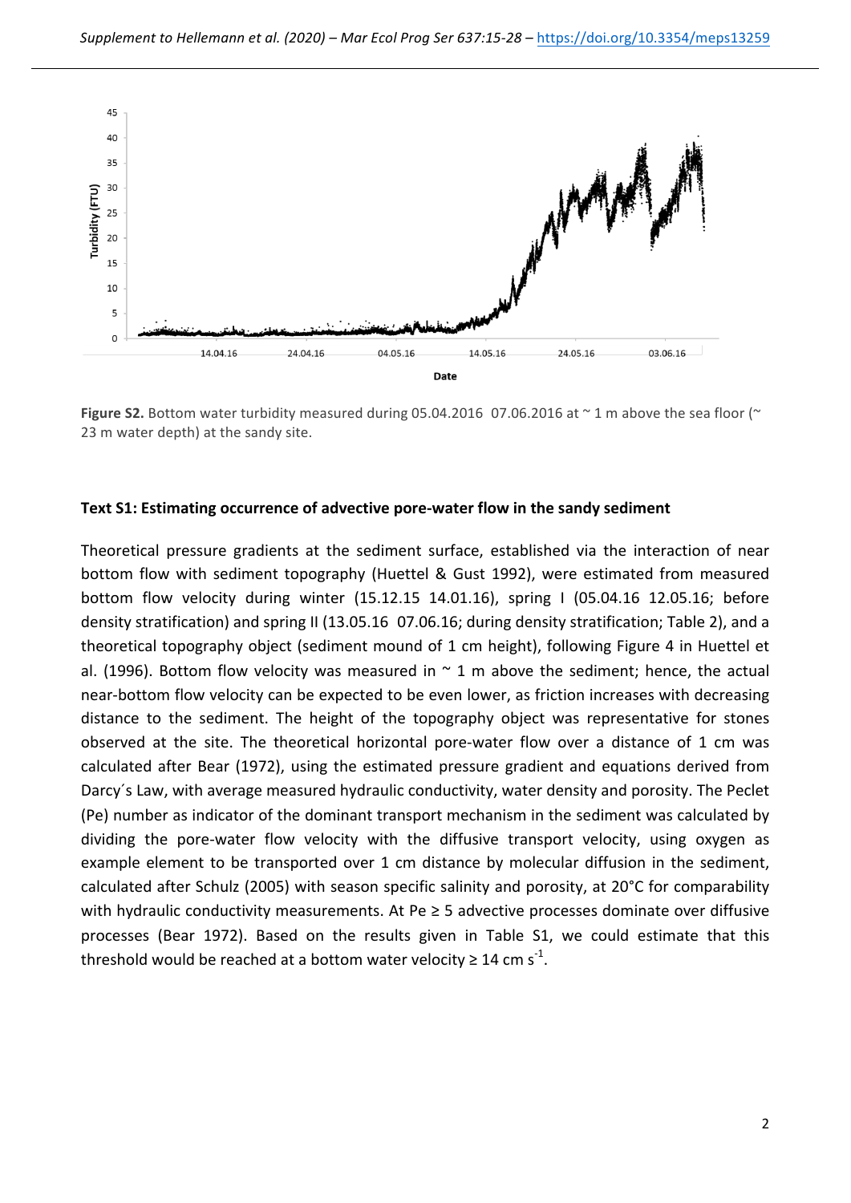Figure S2. Bottom water turbidity measured during 05.04.2016 07.06.2016 at ~ 1 m above the sea floor (~ 23 m water depth) at the sandy site.

### Text S1: Estimating occurrence of advective pore-water flow in the sandy sediment

Theoretical pressure gradients at the sediment surface, established via the interaction of near bottom flow with sediment topography (Huettel & Gust 1992), were estimated from measured bottom flow velocity during winter (15.12.15 14.01.16), spring I (05.04.16 12.05.16; before density stratification) and spring II (13.05.16 07.06.16; during density stratification; Table 2), and a theoretical topography object (sediment mound of 1 cm height), following Figure 4 in Huettel et al. (1996). Bottom flow velocity was measured in ~ 1 m above the sediment; hence, the actual near-bottom flow velocity can be expected to be even lower, as friction increases with decreasing distance to the sediment. The height of the topography object was representative for stones observed at the site. The theoretical horizontal pore-water flow over a distance of 1 cm was calculated after Bear (1972), using the estimated pressure gradient and equations derived from Darcy´s Law, with average measured hydraulic conductivity, water density and porosity. The Peclet (Pe) number as indicator of the dominant transport mechanism in the sediment was calculated by dividing the pore-water flow velocity with the diffusive transport velocity, using oxygen as example element to be transported over 1 cm distance by molecular diffusion in the sediment, calculated after Schulz (2005) with season specific salinity and porosity, at 20°C for comparability with hydraulic conductivity measurements. At Pe ≥ 5 advective processes dominate over diffusive processes (Bear 1972). Based on the results given in Table S1, we could estimate that this threshold would be reached at a bottom water velocity ≥ 14 cm $s^{-1}$.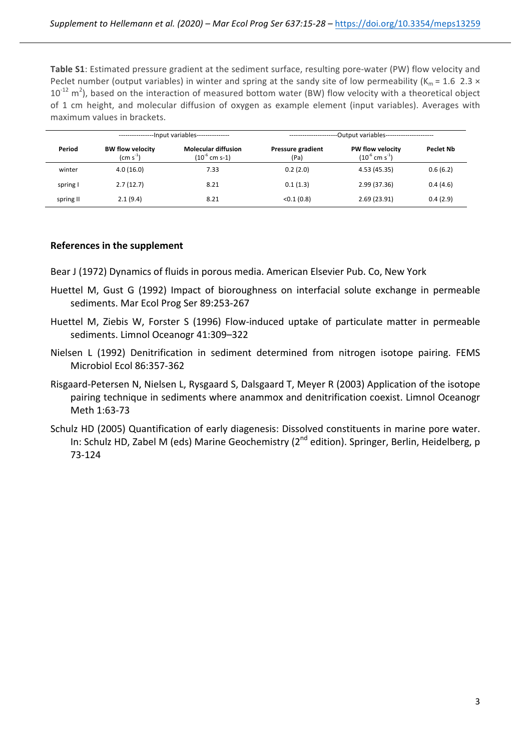**Table S1**: Estimated pressure gradient at the sediment surface, resulting pore-water (PW) flow velocity and Peclet number (output variables) in winter and spring at the sandy site of low permeability ($K_m$ = 1.6  2.3 × $10^{-12}$ $m^2$), based on the interaction of measured bottom water (BW) flow velocity with a theoretical object of 1 cm height, and molecular diffusion of oxygen as example element (input variables). Averages with maximum values in brackets.

| | ---------------Input variables--------------- | | ---------------------Output variables--------------------- | | |
|---|---|---|---|---|---|
| **Period** | **BW flow velocity** ($cm\ s^{-1}$) | **Molecular diffusion** ($10^{-6}$ cm s-1) | **Pressure gradient** (Pa) | **PW flow velocity** ($10^{-6}\ cm\ s^{-1}$) | **Peclet Nb** |
| winter | 4.0 (16.0) | 7.33 | 0.2 (2.0) | 4.53 (45.35) | 0.6 (6.2) |
| spring I | 2.7 (12.7) | 8.21 | 0.1 (1.3) | 2.99 (37.36) | 0.4 (4.6) |
| spring II | 2.1 (9.4) | 8.21 | <0.1 (0.8) | 2.69 (23.91) | 0.4 (2.9) |

## References in the supplement

Bear J (1972) Dynamics of fluids in porous media. American Elsevier Pub. Co, New York

Huettel M, Gust G (1992) Impact of bioroughness on interfacial solute exchange in permeable sediments. Mar Ecol Prog Ser 89:253-267

Huettel M, Ziebis W, Forster S (1996) Flow-induced uptake of particulate matter in permeable sediments. Limnol Oceanogr 41:309–322

Nielsen L (1992) Denitrification in sediment determined from nitrogen isotope pairing. FEMS Microbiol Ecol 86:357-362

Risgaard-Petersen N, Nielsen L, Rysgaard S, Dalsgaard T, Meyer R (2003) Application of the isotope pairing technique in sediments where anammox and denitrification coexist. Limnol Oceanogr Meth 1:63-73

Schulz HD (2005) Quantification of early diagenesis: Dissolved constituents in marine pore water. In: Schulz HD, Zabel M (eds) Marine Geochemistry (2nd edition). Springer, Berlin, Heidelberg, p 73-124